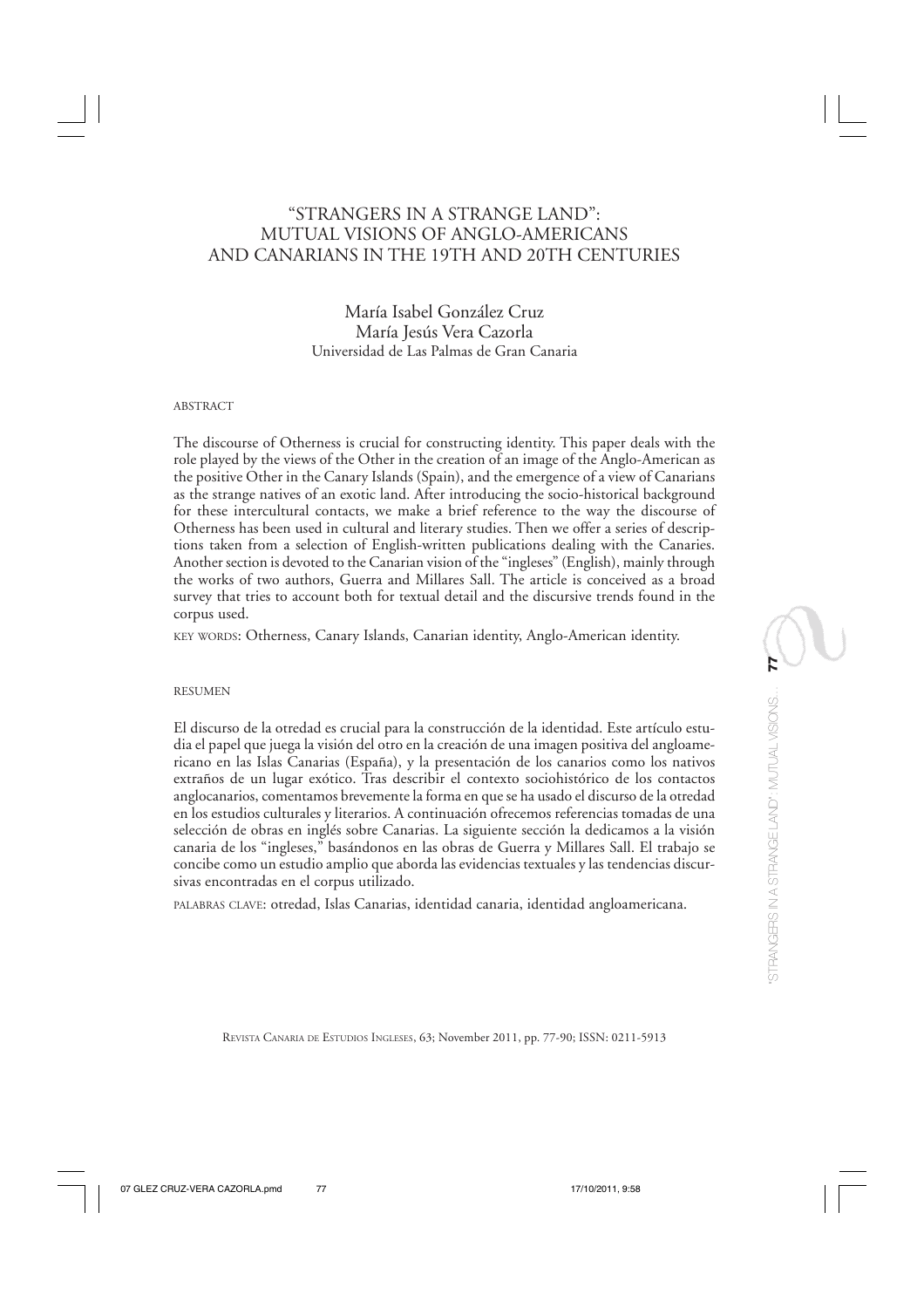# "STRANGERS IN A STRANGE LAND": MUTUAL VISIONS OF ANGLO-AMERICANS AND CANARIANS IN THE 19TH AND 20TH CENTURIES

María Isabel González Cruz
María Jesús Vera Cazorla
Universidad de Las Palmas de Gran Canaria

## ABSTRACT

The discourse of Otherness is crucial for constructing identity. This paper deals with the role played by the views of the Other in the creation of an image of the Anglo-American as the positive Other in the Canary Islands (Spain), and the emergence of a view of Canarians as the strange natives of an exotic land. After introducing the socio-historical background for these intercultural contacts, we make a brief reference to the way the discourse of Otherness has been used in cultural and literary studies. Then we offer a series of descriptions taken from a selection of English-written publications dealing with the Canaries. Another section is devoted to the Canarian vision of the "ingleses" (English), mainly through the works of two authors, Guerra and Millares Sall. The article is conceived as a broad survey that tries to account both for textual detail and the discursive trends found in the corpus used.

KEY WORDS: Otherness, Canary Islands, Canarian identity, Anglo-American identity.

## RESUMEN

El discurso de la otredad es crucial para la construcción de la identidad. Este artículo estudia el papel que juega la visión del otro en la creación de una imagen positiva del angloamericano en las Islas Canarias (España), y la presentación de los canarios como los nativos extraños de un lugar exótico. Tras describir el contexto sociohistórico de los contactos anglocanarios, comentamos brevemente la forma en que se ha usado el discurso de la otredad en los estudios culturales y literarios. A continuación ofrecemos referencias tomadas de una selección de obras en inglés sobre Canarias. La siguiente sección la dedicamos a la visión canaria de los "ingleses," basándonos en las obras de Guerra y Millares Sall. El trabajo se concibe como un estudio amplio que aborda las evidencias textuales y las tendencias discursivas encontradas en el corpus utilizado.

PALABRAS CLAVE: otredad, Islas Canarias, identidad canaria, identidad angloamericana.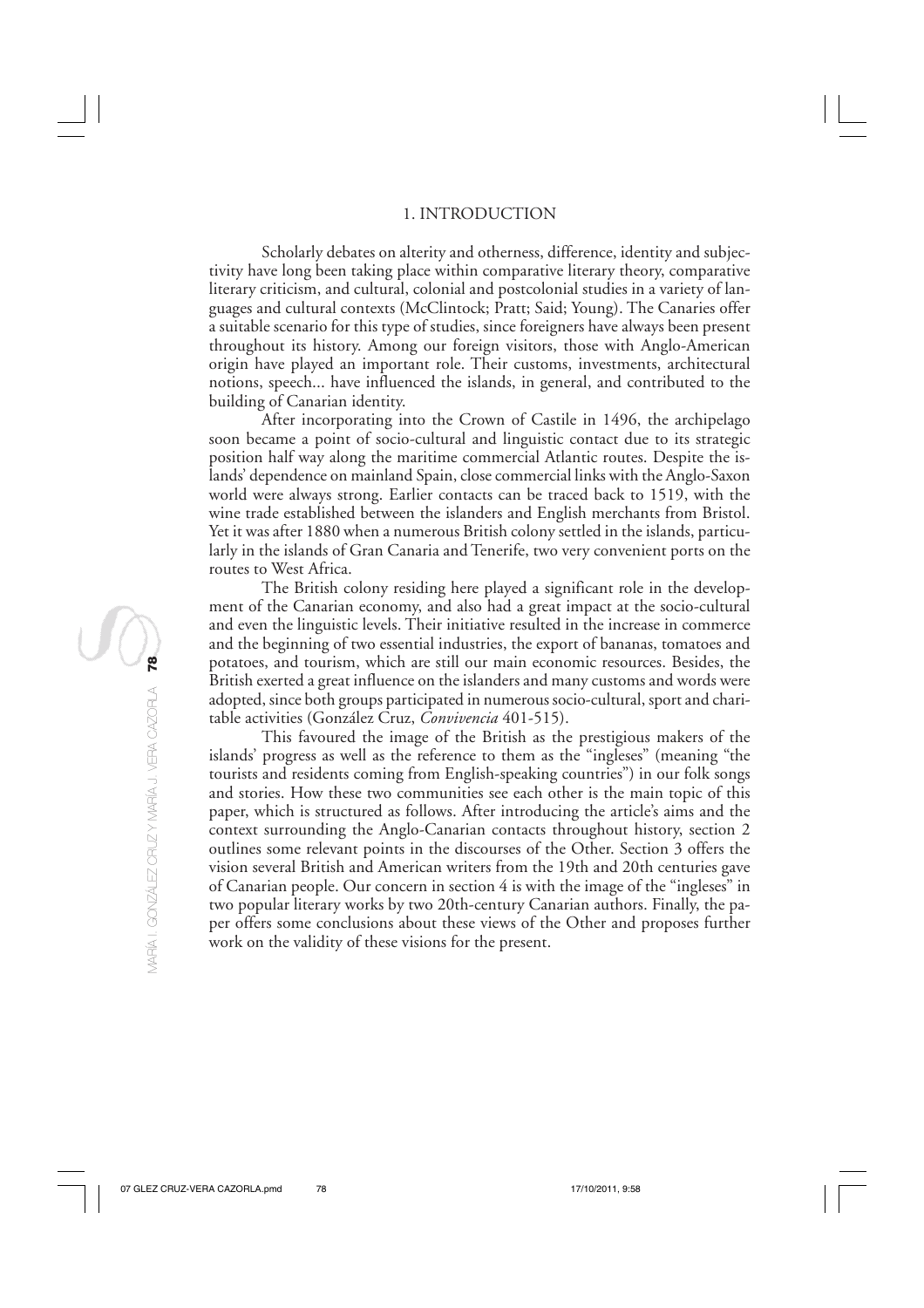# 1. INTRODUCTION

Scholarly debates on alterity and otherness, difference, identity and subjectivity have long been taking place within comparative literary theory, comparative literary criticism, and cultural, colonial and postcolonial studies in a variety of languages and cultural contexts (McClintock; Pratt; Said; Young). The Canaries offer a suitable scenario for this type of studies, since foreigners have always been present throughout its history. Among our foreign visitors, those with Anglo-American origin have played an important role. Their customs, investments, architectural notions, speech... have influenced the islands, in general, and contributed to the building of Canarian identity.

After incorporating into the Crown of Castile in 1496, the archipelago soon became a point of socio-cultural and linguistic contact due to its strategic position half way along the maritime commercial Atlantic routes. Despite the islands' dependence on mainland Spain, close commercial links with the Anglo-Saxon world were always strong. Earlier contacts can be traced back to 1519, with the wine trade established between the islanders and English merchants from Bristol. Yet it was after 1880 when a numerous British colony settled in the islands, particularly in the islands of Gran Canaria and Tenerife, two very convenient ports on the routes to West Africa.

The British colony residing here played a significant role in the development of the Canarian economy, and also had a great impact at the socio-cultural and even the linguistic levels. Their initiative resulted in the increase in commerce and the beginning of two essential industries, the export of bananas, tomatoes and potatoes, and tourism, which are still our main economic resources. Besides, the British exerted a great influence on the islanders and many customs and words were adopted, since both groups participated in numerous socio-cultural, sport and charitable activities (González Cruz, *Convivencia* 401-515).

This favoured the image of the British as the prestigious makers of the islands' progress as well as the reference to them as the "ingleses" (meaning "the tourists and residents coming from English-speaking countries") in our folk songs and stories. How these two communities see each other is the main topic of this paper, which is structured as follows. After introducing the article's aims and the context surrounding the Anglo-Canarian contacts throughout history, section 2 outlines some relevant points in the discourses of the Other. Section 3 offers the vision several British and American writers from the 19th and 20th centuries gave of Canarian people. Our concern in section 4 is with the image of the "ingleses" in two popular literary works by two 20th-century Canarian authors. Finally, the paper offers some conclusions about these views of the Other and proposes further work on the validity of these visions for the present.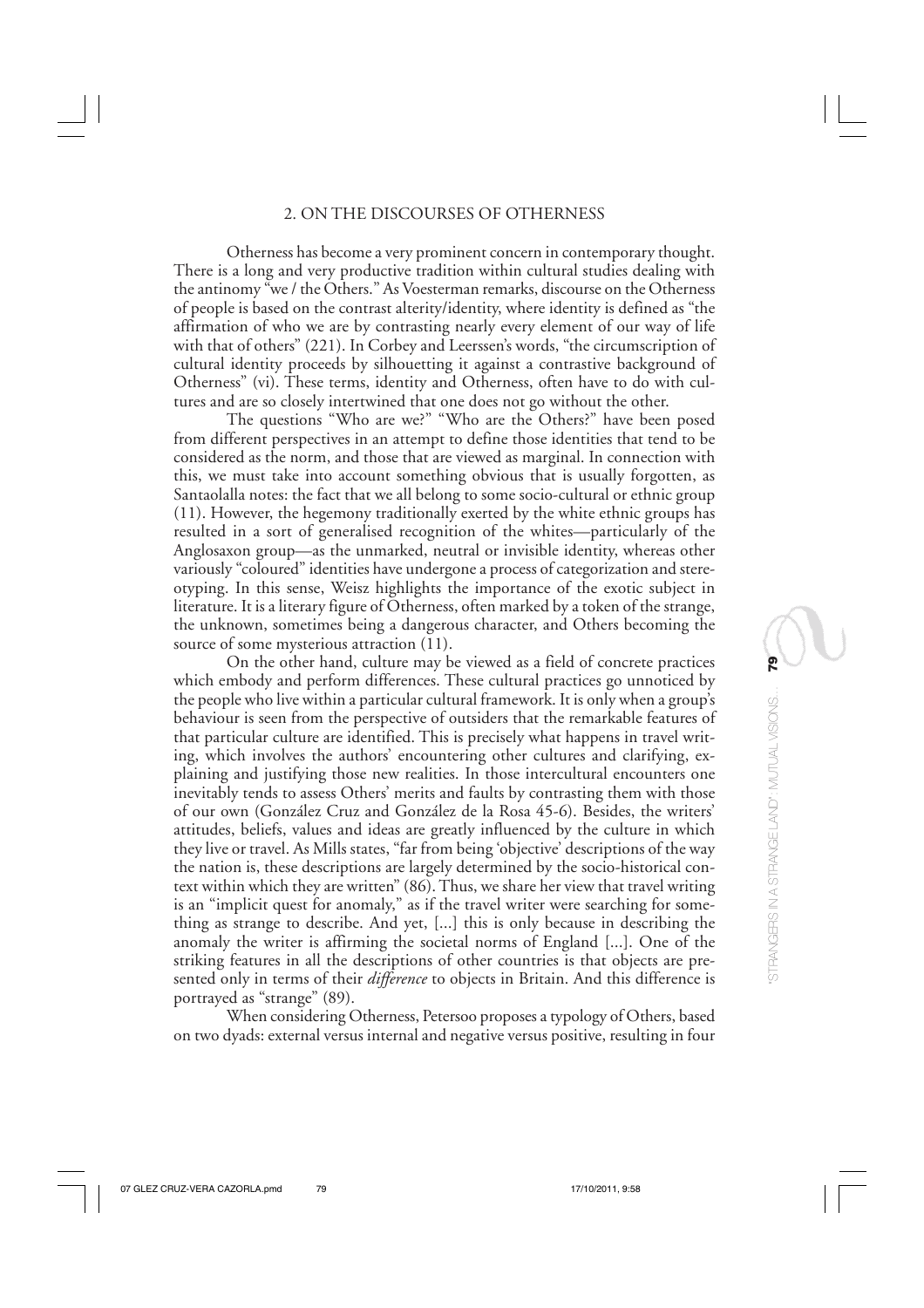## 2. ON THE DISCOURSES OF OTHERNESS

Otherness has become a very prominent concern in contemporary thought. There is a long and very productive tradition within cultural studies dealing with the antinomy "we / the Others." As Voesterman remarks, discourse on the Otherness of people is based on the contrast alterity/identity, where identity is defined as "the affirmation of who we are by contrasting nearly every element of our way of life with that of others" (221). In Corbey and Leerssen's words, "the circumscription of cultural identity proceeds by silhouetting it against a contrastive background of Otherness" (vi). These terms, identity and Otherness, often have to do with cultures and are so closely intertwined that one does not go without the other.

The questions "Who are we?" "Who are the Others?" have been posed from different perspectives in an attempt to define those identities that tend to be considered as the norm, and those that are viewed as marginal. In connection with this, we must take into account something obvious that is usually forgotten, as Santaolalla notes: the fact that we all belong to some socio-cultural or ethnic group (11). However, the hegemony traditionally exerted by the white ethnic groups has resulted in a sort of generalised recognition of the whites—particularly of the Anglosaxon group—as the unmarked, neutral or invisible identity, whereas other variously "coloured" identities have undergone a process of categorization and stereotyping. In this sense, Weisz highlights the importance of the exotic subject in literature. It is a literary figure of Otherness, often marked by a token of the strange, the unknown, sometimes being a dangerous character, and Others becoming the source of some mysterious attraction (11).

On the other hand, culture may be viewed as a field of concrete practices which embody and perform differences. These cultural practices go unnoticed by the people who live within a particular cultural framework. It is only when a group's behaviour is seen from the perspective of outsiders that the remarkable features of that particular culture are identified. This is precisely what happens in travel writing, which involves the authors' encountering other cultures and clarifying, explaining and justifying those new realities. In those intercultural encounters one inevitably tends to assess Others' merits and faults by contrasting them with those of our own (González Cruz and González de la Rosa 45-6). Besides, the writers' attitudes, beliefs, values and ideas are greatly influenced by the culture in which they live or travel. As Mills states, "far from being 'objective' descriptions of the way the nation is, these descriptions are largely determined by the socio-historical context within which they are written" (86). Thus, we share her view that travel writing is an "implicit quest for anomaly," as if the travel writer were searching for something as strange to describe. And yet, [...] this is only because in describing the anomaly the writer is affirming the societal norms of England [...]. One of the striking features in all the descriptions of other countries is that objects are presented only in terms of their *difference* to objects in Britain. And this difference is portrayed as "strange" (89).

When considering Otherness, Petersoo proposes a typology of Others, based on two dyads: external versus internal and negative versus positive, resulting in four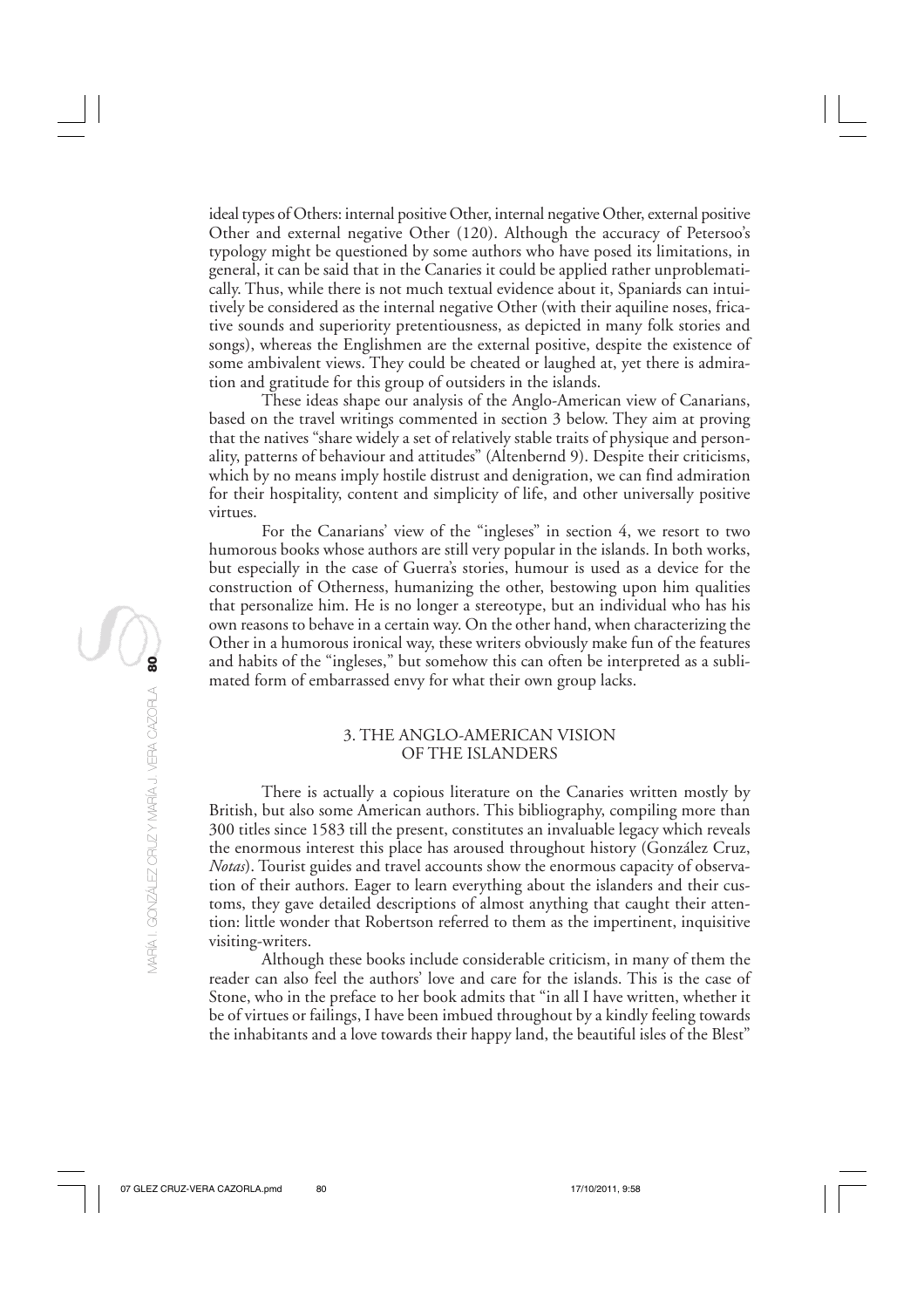ideal types of Others: internal positive Other, internal negative Other, external positive Other and external negative Other (120). Although the accuracy of Petersoo's typology might be questioned by some authors who have posed its limitations, in general, it can be said that in the Canaries it could be applied rather unproblematically. Thus, while there is not much textual evidence about it, Spaniards can intuitively be considered as the internal negative Other (with their aquiline noses, fricative sounds and superiority pretentiousness, as depicted in many folk stories and songs), whereas the Englishmen are the external positive, despite the existence of some ambivalent views. They could be cheated or laughed at, yet there is admiration and gratitude for this group of outsiders in the islands.

These ideas shape our analysis of the Anglo-American view of Canarians, based on the travel writings commented in section 3 below. They aim at proving that the natives "share widely a set of relatively stable traits of physique and personality, patterns of behaviour and attitudes" (Altenbernd 9). Despite their criticisms, which by no means imply hostile distrust and denigration, we can find admiration for their hospitality, content and simplicity of life, and other universally positive virtues.

For the Canarians' view of the "ingleses" in section 4, we resort to two humorous books whose authors are still very popular in the islands. In both works, but especially in the case of Guerra's stories, humour is used as a device for the construction of Otherness, humanizing the other, bestowing upon him qualities that personalize him. He is no longer a stereotype, but an individual who has his own reasons to behave in a certain way. On the other hand, when characterizing the Other in a humorous ironical way, these writers obviously make fun of the features and habits of the "ingleses," but somehow this can often be interpreted as a sublimated form of embarrassed envy for what their own group lacks.

## 3. THE ANGLO-AMERICAN VISION OF THE ISLANDERS

There is actually a copious literature on the Canaries written mostly by British, but also some American authors. This bibliography, compiling more than 300 titles since 1583 till the present, constitutes an invaluable legacy which reveals the enormous interest this place has aroused throughout history (González Cruz, *Notas*). Tourist guides and travel accounts show the enormous capacity of observation of their authors. Eager to learn everything about the islanders and their customs, they gave detailed descriptions of almost anything that caught their attention: little wonder that Robertson referred to them as the impertinent, inquisitive visiting-writers.

Although these books include considerable criticism, in many of them the reader can also feel the authors' love and care for the islands. This is the case of Stone, who in the preface to her book admits that "in all I have written, whether it be of virtues or failings, I have been imbued throughout by a kindly feeling towards the inhabitants and a love towards their happy land, the beautiful isles of the Blest"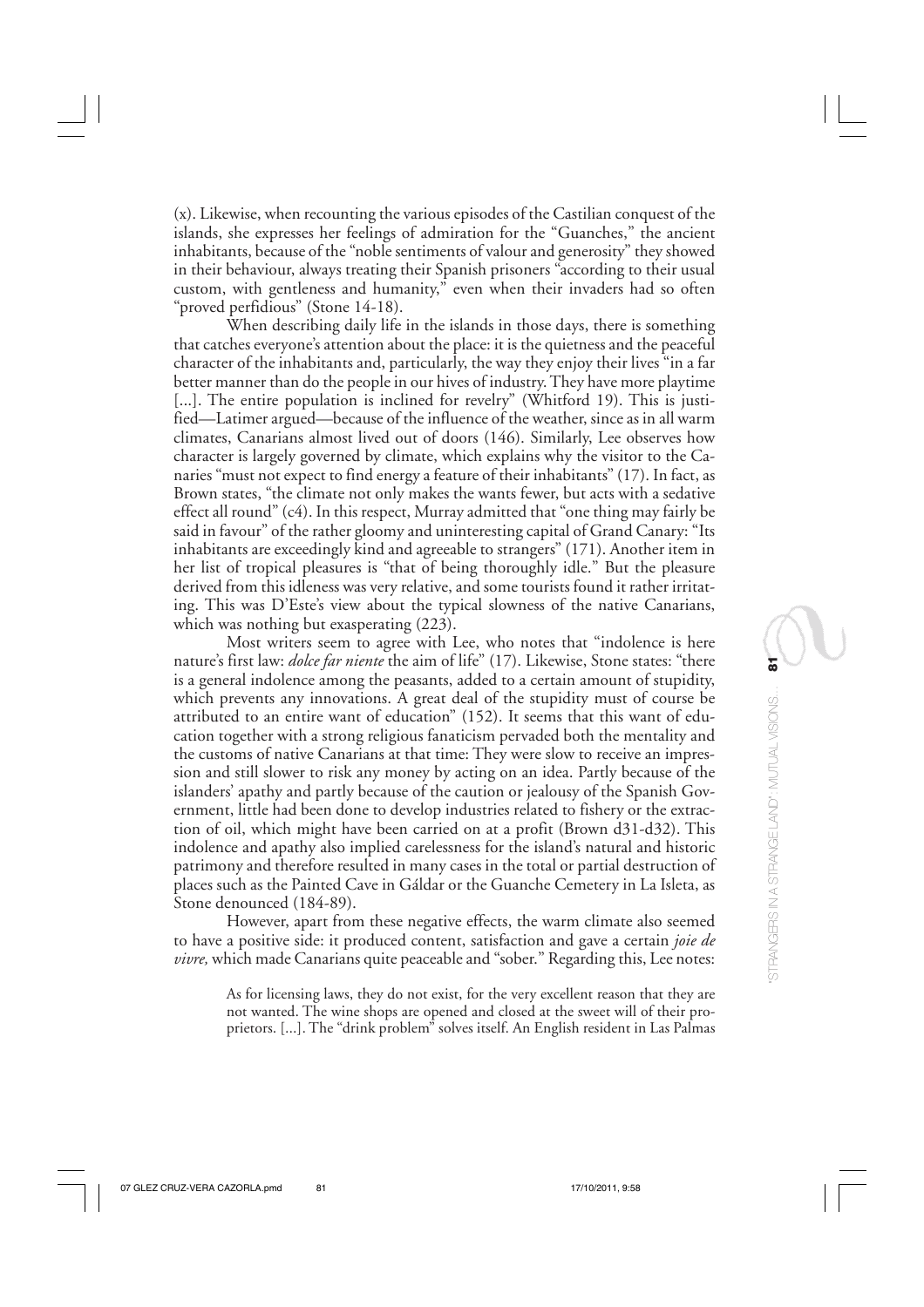(x). Likewise, when recounting the various episodes of the Castilian conquest of the islands, she expresses her feelings of admiration for the "Guanches," the ancient inhabitants, because of the "noble sentiments of valour and generosity" they showed in their behaviour, always treating their Spanish prisoners "according to their usual custom, with gentleness and humanity," even when their invaders had so often "proved perfidious" (Stone 14-18).

When describing daily life in the islands in those days, there is something that catches everyone's attention about the place: it is the quietness and the peaceful character of the inhabitants and, particularly, the way they enjoy their lives "in a far better manner than do the people in our hives of industry. They have more playtime [...]. The entire population is inclined for revelry" (Whitford 19). This is justified—Latimer argued—because of the influence of the weather, since as in all warm climates, Canarians almost lived out of doors (146). Similarly, Lee observes how character is largely governed by climate, which explains why the visitor to the Canaries "must not expect to find energy a feature of their inhabitants" (17). In fact, as Brown states, "the climate not only makes the wants fewer, but acts with a sedative effect all round" (c4). In this respect, Murray admitted that "one thing may fairly be said in favour" of the rather gloomy and uninteresting capital of Grand Canary: "Its inhabitants are exceedingly kind and agreeable to strangers" (171). Another item in her list of tropical pleasures is "that of being thoroughly idle." But the pleasure derived from this idleness was very relative, and some tourists found it rather irritating. This was D'Este's view about the typical slowness of the native Canarians, which was nothing but exasperating (223).

Most writers seem to agree with Lee, who notes that "indolence is here nature's first law: *dolce far niente* the aim of life" (17). Likewise, Stone states: "there is a general indolence among the peasants, added to a certain amount of stupidity, which prevents any innovations. A great deal of the stupidity must of course be attributed to an entire want of education" (152). It seems that this want of education together with a strong religious fanaticism pervaded both the mentality and the customs of native Canarians at that time: They were slow to receive an impression and still slower to risk any money by acting on an idea. Partly because of the islanders' apathy and partly because of the caution or jealousy of the Spanish Government, little had been done to develop industries related to fishery or the extraction of oil, which might have been carried on at a profit (Brown d31-d32). This indolence and apathy also implied carelessness for the island's natural and historic patrimony and therefore resulted in many cases in the total or partial destruction of places such as the Painted Cave in Gáldar or the Guanche Cemetery in La Isleta, as Stone denounced (184-89).

However, apart from these negative effects, the warm climate also seemed to have a positive side: it produced content, satisfaction and gave a certain *joie de vivre,* which made Canarians quite peaceable and "sober." Regarding this, Lee notes:

> As for licensing laws, they do not exist, for the very excellent reason that they are not wanted. The wine shops are opened and closed at the sweet will of their proprietors. [...]. The "drink problem" solves itself. An English resident in Las Palmas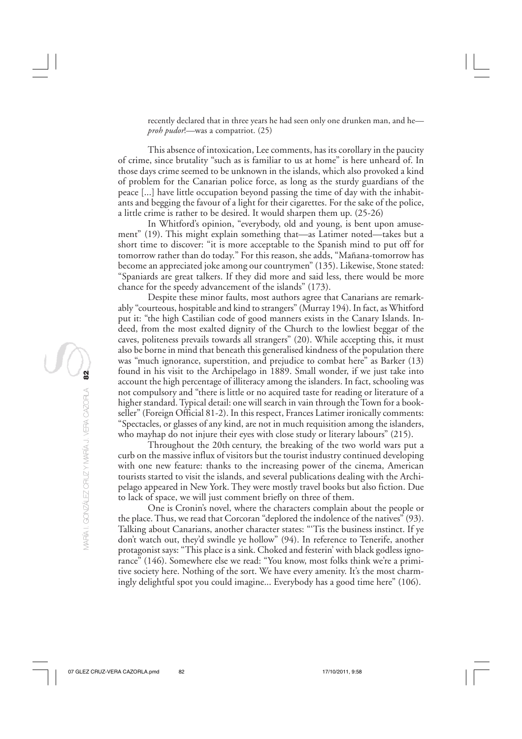recently declared that in three years he had seen only one drunken man, and he—*proh pudor*!—was a compatriot. (25)

This absence of intoxication, Lee comments, has its corollary in the paucity of crime, since brutality "such as is familiar to us at home" is here unheard of. In those days crime seemed to be unknown in the islands, which also provoked a kind of problem for the Canarian police force, as long as the sturdy guardians of the peace [...] have little occupation beyond passing the time of day with the inhabitants and begging the favour of a light for their cigarettes. For the sake of the police, a little crime is rather to be desired. It would sharpen them up. (25-26)

In Whitford's opinion, "everybody, old and young, is bent upon amusement" (19). This might explain something that—as Latimer noted—takes but a short time to discover: "it is more acceptable to the Spanish mind to put off for tomorrow rather than do today." For this reason, she adds, "Mañana-tomorrow has become an appreciated joke among our countrymen" (135). Likewise, Stone stated: "Spaniards are great talkers. If they did more and said less, there would be more chance for the speedy advancement of the islands" (173).

Despite these minor faults, most authors agree that Canarians are remarkably "courteous, hospitable and kind to strangers" (Murray 194). In fact, as Whitford put it: "the high Castilian code of good manners exists in the Canary Islands. Indeed, from the most exalted dignity of the Church to the lowliest beggar of the caves, politeness prevails towards all strangers" (20). While accepting this, it must also be borne in mind that beneath this generalised kindness of the population there was "much ignorance, superstition, and prejudice to combat here" as Barker (13) found in his visit to the Archipelago in 1889. Small wonder, if we just take into account the high percentage of illiteracy among the islanders. In fact, schooling was not compulsory and "there is little or no acquired taste for reading or literature of a higher standard. Typical detail: one will search in vain through the Town for a bookseller" (Foreign Official 81-2). In this respect, Frances Latimer ironically comments: "Spectacles, or glasses of any kind, are not in much requisition among the islanders, who mayhap do not injure their eyes with close study or literary labours" (215).

Throughout the 20th century, the breaking of the two world wars put a curb on the massive influx of visitors but the tourist industry continued developing with one new feature: thanks to the increasing power of the cinema, American tourists started to visit the islands, and several publications dealing with the Archipelago appeared in New York. They were mostly travel books but also fiction. Due to lack of space, we will just comment briefly on three of them.

One is Cronin's novel, where the characters complain about the people or the place. Thus, we read that Corcoran "deplored the indolence of the natives" (93). Talking about Canarians, another character states: "'Tis the business instinct. If ye don't watch out, they'd swindle ye hollow" (94). In reference to Tenerife, another protagonist says: "This place is a sink. Choked and festerin' with black godless ignorance" (146). Somewhere else we read: "You know, most folks think we're a primitive society here. Nothing of the sort. We have every amenity. It's the most charmingly delightful spot you could imagine... Everybody has a good time here" (106).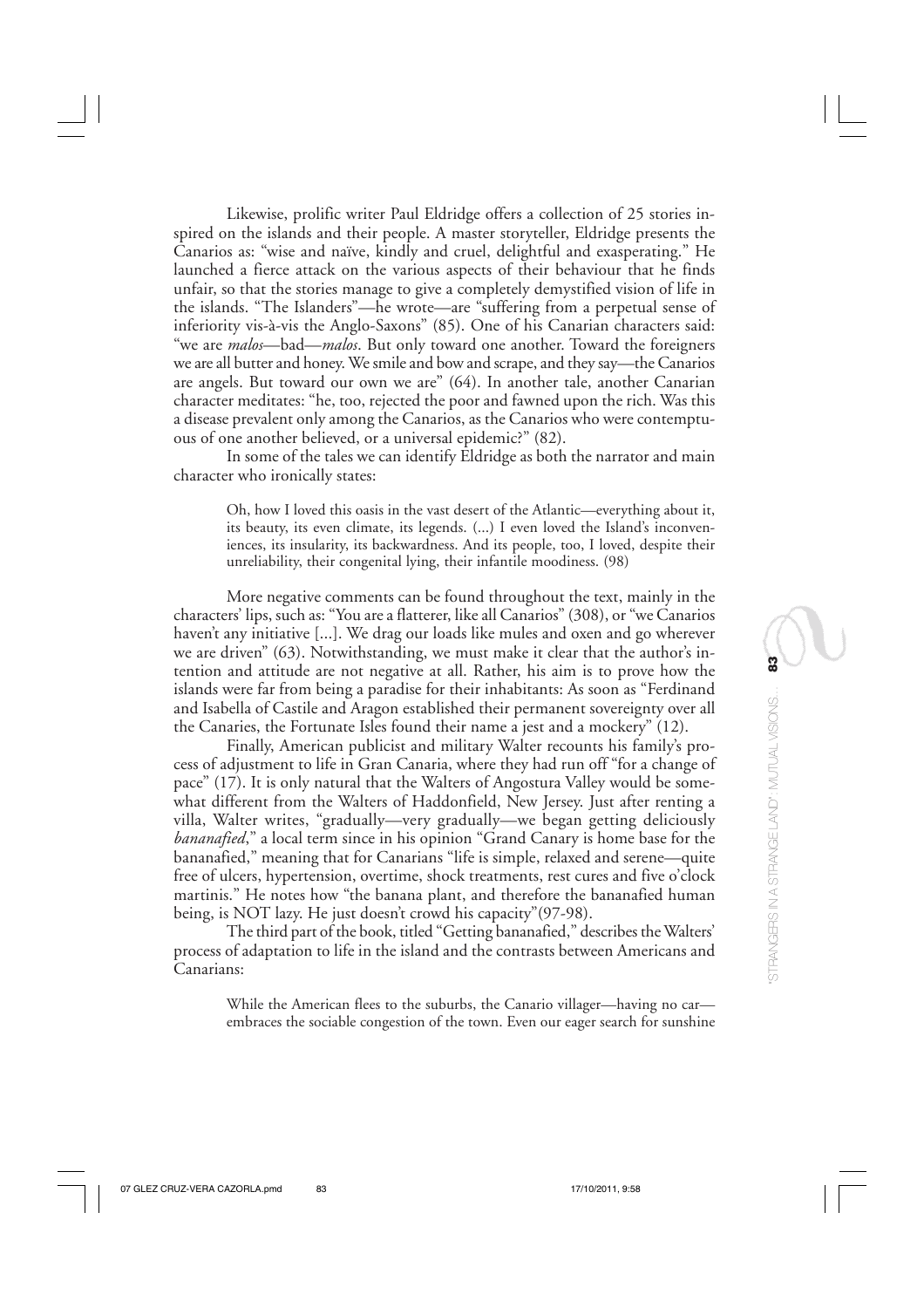Likewise, prolific writer Paul Eldridge offers a collection of 25 stories inspired on the islands and their people. A master storyteller, Eldridge presents the Canarios as: "wise and naïve, kindly and cruel, delightful and exasperating." He launched a fierce attack on the various aspects of their behaviour that he finds unfair, so that the stories manage to give a completely demystified vision of life in the islands. "The Islanders"—he wrote—are "suffering from a perpetual sense of inferiority vis-à-vis the Anglo-Saxons" (85). One of his Canarian characters said: "we are *malos*—bad—*malos*. But only toward one another. Toward the foreigners we are all butter and honey. We smile and bow and scrape, and they say—the Canarios are angels. But toward our own we are" (64). In another tale, another Canarian character meditates: "he, too, rejected the poor and fawned upon the rich. Was this a disease prevalent only among the Canarios, as the Canarios who were contemptuous of one another believed, or a universal epidemic?" (82).

In some of the tales we can identify Eldridge as both the narrator and main character who ironically states:

> Oh, how I loved this oasis in the vast desert of the Atlantic—everything about it, its beauty, its even climate, its legends. (...) I even loved the Island's inconveniences, its insularity, its backwardness. And its people, too, I loved, despite their unreliability, their congenital lying, their infantile moodiness. (98)

More negative comments can be found throughout the text, mainly in the characters' lips, such as: "You are a flatterer, like all Canarios" (308), or "we Canarios haven't any initiative [...]. We drag our loads like mules and oxen and go wherever we are driven" (63). Notwithstanding, we must make it clear that the author's intention and attitude are not negative at all. Rather, his aim is to prove how the islands were far from being a paradise for their inhabitants: As soon as "Ferdinand and Isabella of Castile and Aragon established their permanent sovereignty over all the Canaries, the Fortunate Isles found their name a jest and a mockery" (12).

Finally, American publicist and military Walter recounts his family's process of adjustment to life in Gran Canaria, where they had run off "for a change of pace" (17). It is only natural that the Walters of Angostura Valley would be somewhat different from the Walters of Haddonfield, New Jersey. Just after renting a villa, Walter writes, "gradually—very gradually—we began getting deliciously *bananafied*," a local term since in his opinion "Grand Canary is home base for the bananafied," meaning that for Canarians "life is simple, relaxed and serene—quite free of ulcers, hypertension, overtime, shock treatments, rest cures and five o'clock martinis." He notes how "the banana plant, and therefore the bananafied human being, is NOT lazy. He just doesn't crowd his capacity"(97-98).

The third part of the book, titled "Getting bananafied," describes the Walters' process of adaptation to life in the island and the contrasts between Americans and Canarians:

> While the American flees to the suburbs, the Canario villager—having no car—embraces the sociable congestion of the town. Even our eager search for sunshine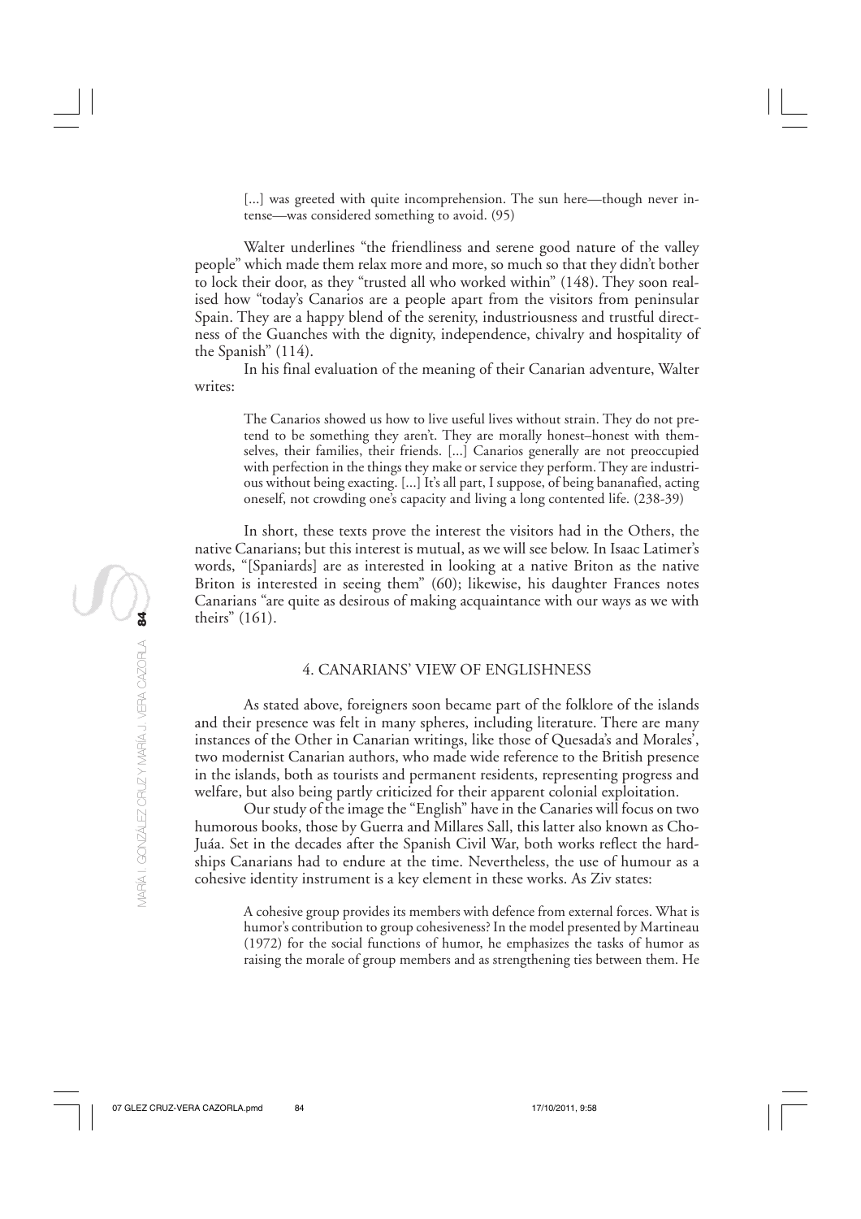> [...] was greeted with quite incomprehension. The sun here—though never intense—was considered something to avoid. (95)

Walter underlines "the friendliness and serene good nature of the valley people" which made them relax more and more, so much so that they didn't bother to lock their door, as they "trusted all who worked within" (148). They soon realised how "today's Canarios are a people apart from the visitors from peninsular Spain. They are a happy blend of the serenity, industriousness and trustful directness of the Guanches with the dignity, independence, chivalry and hospitality of the Spanish" (114).

In his final evaluation of the meaning of their Canarian adventure, Walter writes:

> The Canarios showed us how to live useful lives without strain. They do not pretend to be something they aren't. They are morally honest–honest with themselves, their families, their friends. [...] Canarios generally are not preoccupied with perfection in the things they make or service they perform. They are industrious without being exacting. [...] It's all part, I suppose, of being bananafied, acting oneself, not crowding one's capacity and living a long contented life. (238-39)

In short, these texts prove the interest the visitors had in the Others, the native Canarians; but this interest is mutual, as we will see below. In Isaac Latimer's words, "[Spaniards] are as interested in looking at a native Briton as the native Briton is interested in seeing them" (60); likewise, his daughter Frances notes Canarians "are quite as desirous of making acquaintance with our ways as we with theirs" (161).

## 4. CANARIANS' VIEW OF ENGLISHNESS

As stated above, foreigners soon became part of the folklore of the islands and their presence was felt in many spheres, including literature. There are many instances of the Other in Canarian writings, like those of Quesada's and Morales', two modernist Canarian authors, who made wide reference to the British presence in the islands, both as tourists and permanent residents, representing progress and welfare, but also being partly criticized for their apparent colonial exploitation.

Our study of the image the "English" have in the Canaries will focus on two humorous books, those by Guerra and Millares Sall, this latter also known as Cho-Juáa. Set in the decades after the Spanish Civil War, both works reflect the hardships Canarians had to endure at the time. Nevertheless, the use of humour as a cohesive identity instrument is a key element in these works. As Ziv states:

> A cohesive group provides its members with defence from external forces. What is humor's contribution to group cohesiveness? In the model presented by Martineau (1972) for the social functions of humor, he emphasizes the tasks of humor as raising the morale of group members and as strengthening ties between them. He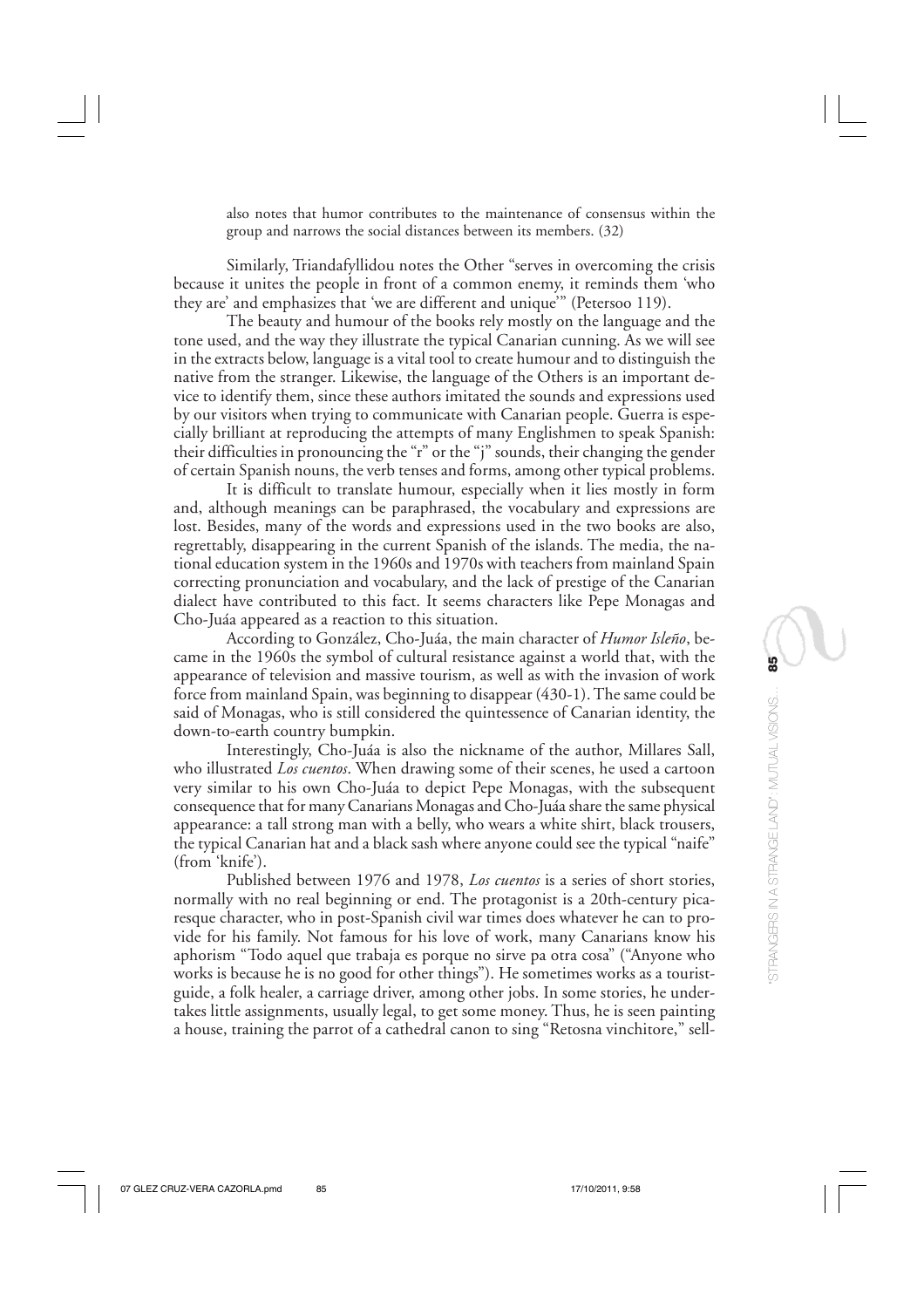also notes that humor contributes to the maintenance of consensus within the group and narrows the social distances between its members. (32)

Similarly, Triandafyllidou notes the Other "serves in overcoming the crisis because it unites the people in front of a common enemy, it reminds them 'who they are' and emphasizes that 'we are different and unique'" (Petersoo 119).

The beauty and humour of the books rely mostly on the language and the tone used, and the way they illustrate the typical Canarian cunning. As we will see in the extracts below, language is a vital tool to create humour and to distinguish the native from the stranger. Likewise, the language of the Others is an important device to identify them, since these authors imitated the sounds and expressions used by our visitors when trying to communicate with Canarian people. Guerra is especially brilliant at reproducing the attempts of many Englishmen to speak Spanish: their difficulties in pronouncing the "r" or the "j" sounds, their changing the gender of certain Spanish nouns, the verb tenses and forms, among other typical problems.

It is difficult to translate humour, especially when it lies mostly in form and, although meanings can be paraphrased, the vocabulary and expressions are lost. Besides, many of the words and expressions used in the two books are also, regrettably, disappearing in the current Spanish of the islands. The media, the national education system in the 1960s and 1970s with teachers from mainland Spain correcting pronunciation and vocabulary, and the lack of prestige of the Canarian dialect have contributed to this fact. It seems characters like Pepe Monagas and Cho-Juáa appeared as a reaction to this situation.

According to González, Cho-Juáa, the main character of *Humor Isleño*, became in the 1960s the symbol of cultural resistance against a world that, with the appearance of television and massive tourism, as well as with the invasion of work force from mainland Spain, was beginning to disappear (430-1). The same could be said of Monagas, who is still considered the quintessence of Canarian identity, the down-to-earth country bumpkin.

Interestingly, Cho-Juáa is also the nickname of the author, Millares Sall, who illustrated *Los cuentos*. When drawing some of their scenes, he used a cartoon very similar to his own Cho-Juáa to depict Pepe Monagas, with the subsequent consequence that for many Canarians Monagas and Cho-Juáa share the same physical appearance: a tall strong man with a belly, who wears a white shirt, black trousers, the typical Canarian hat and a black sash where anyone could see the typical "naife" (from 'knife').

Published between 1976 and 1978, *Los cuentos* is a series of short stories, normally with no real beginning or end. The protagonist is a 20th-century picaresque character, who in post-Spanish civil war times does whatever he can to provide for his family. Not famous for his love of work, many Canarians know his aphorism "Todo aquel que trabaja es porque no sirve pa otra cosa" ("Anyone who works is because he is no good for other things"). He sometimes works as a tourist-guide, a folk healer, a carriage driver, among other jobs. In some stories, he undertakes little assignments, usually legal, to get some money. Thus, he is seen painting a house, training the parrot of a cathedral canon to sing "Retosna vinchitore," sell-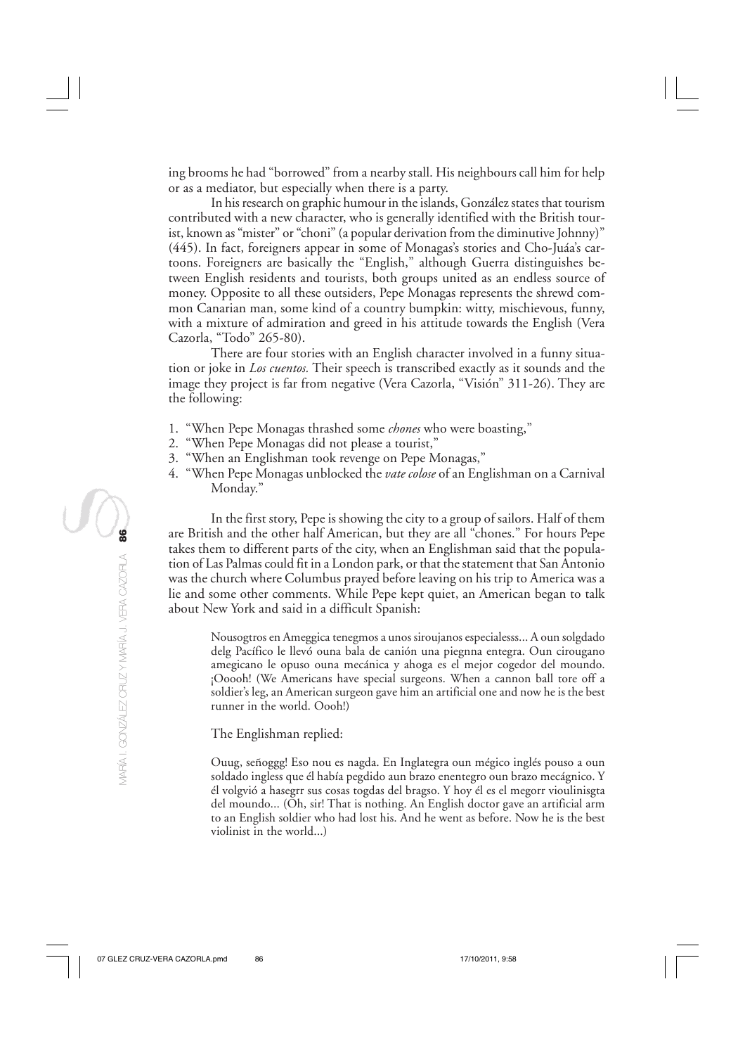ing brooms he had "borrowed" from a nearby stall. His neighbours call him for help or as a mediator, but especially when there is a party.

In his research on graphic humour in the islands, González states that tourism contributed with a new character, who is generally identified with the British tourist, known as "mister" or "choni" (a popular derivation from the diminutive Johnny)" (445). In fact, foreigners appear in some of Monagas's stories and Cho-Juáa's cartoons. Foreigners are basically the "English," although Guerra distinguishes between English residents and tourists, both groups united as an endless source of money. Opposite to all these outsiders, Pepe Monagas represents the shrewd common Canarian man, some kind of a country bumpkin: witty, mischievous, funny, with a mixture of admiration and greed in his attitude towards the English (Vera Cazorla, "Todo" 265-80).

There are four stories with an English character involved in a funny situation or joke in *Los cuentos*. Their speech is transcribed exactly as it sounds and the image they project is far from negative (Vera Cazorla, "Visión" 311-26). They are the following:

1. "When Pepe Monagas thrashed some *chones* who were boasting,"
2. "When Pepe Monagas did not please a tourist,"
3. "When an Englishman took revenge on Pepe Monagas,"
4. "When Pepe Monagas unblocked the *vate colose* of an Englishman on a Carnival Monday."

In the first story, Pepe is showing the city to a group of sailors. Half of them are British and the other half American, but they are all "chones." For hours Pepe takes them to different parts of the city, when an Englishman said that the population of Las Palmas could fit in a London park, or that the statement that San Antonio was the church where Columbus prayed before leaving on his trip to America was a lie and some other comments. While Pepe kept quiet, an American began to talk about New York and said in a difficult Spanish:

> Nousogtros en Ameggica tenegmos a unos siroujanos especialesss... A oun solgdado delg Pacífico le llevó ouna bala de canión una piegnna entegra. Oun cirougano amegicano le opuso ouna mecánica y ahoga es el mejor cogedor del moundo. ¡Ooooh! (We Americans have special surgeons. When a cannon ball tore off a soldier's leg, an American surgeon gave him an artificial one and now he is the best runner in the world. Oooh!)

The Englishman replied:

> Ouug, señoggg! Eso nou es nagda. En Inglategra oun mégico inglés pouso a oun soldado ingless que él había pegdido aun brazo enentegro oun brazo mecágnico. Y él volgvió a hasegrr sus cosas togdas del bragso. Y hoy él es el megorr vioulinisgta del moundo... (Oh, sir! That is nothing. An English doctor gave an artificial arm to an English soldier who had lost his. And he went as before. Now he is the best violinist in the world...)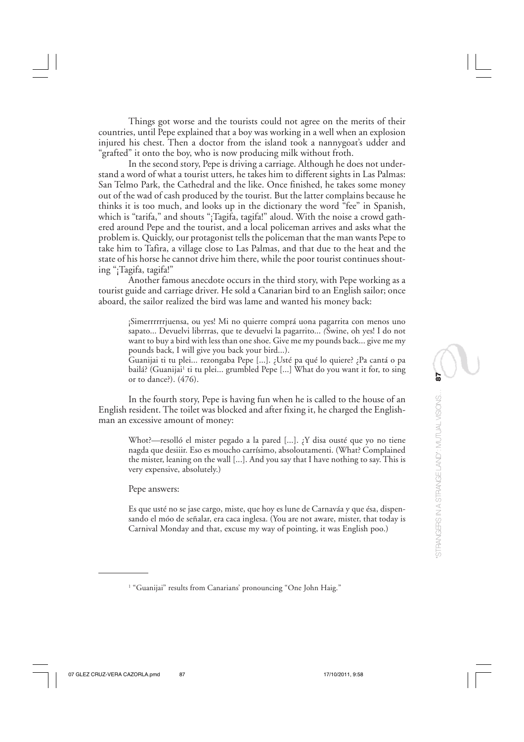Things got worse and the tourists could not agree on the merits of their countries, until Pepe explained that a boy was working in a well when an explosion injured his chest. Then a doctor from the island took a nannygoat's udder and "grafted" it onto the boy, who is now producing milk without froth.

In the second story, Pepe is driving a carriage. Although he does not understand a word of what a tourist utters, he takes him to different sights in Las Palmas: San Telmo Park, the Cathedral and the like. Once finished, he takes some money out of the wad of cash produced by the tourist. But the latter complains because he thinks it is too much, and looks up in the dictionary the word "fee" in Spanish, which is "tarifa," and shouts "¡Tagifa, tagifa!" aloud. With the noise a crowd gathered around Pepe and the tourist, and a local policeman arrives and asks what the problem is. Quickly, our protagonist tells the policeman that the man wants Pepe to take him to Tafira, a village close to Las Palmas, and that due to the heat and the state of his horse he cannot drive him there, while the poor tourist continues shouting "¡Tagifa, tagifa!"

Another famous anecdote occurs in the third story, with Pepe working as a tourist guide and carriage driver. He sold a Canarian bird to an English sailor; once aboard, the sailor realized the bird was lame and wanted his money back:

> ¡Simerrrrrrjuensa, ou yes! Mi no quierre comprá uona pagarrita con menos uno sapato... Devuelvi librrras, que te devuelvi la pagarrito... *(*Swine, oh yes! I do not want to buy a bird with less than one shoe. Give me my pounds back... give me my pounds back, I will give you back your bird...).
>
> Guanijai ti tu plei... rezongaba Pepe [...]. ¿Usté pa qué lo quiere? ¿Pa cantá o pa bailá? (Guanijai[1] ti tu plei... grumbled Pepe [...] What do you want it for, to sing or to dance?). (476).

In the fourth story, Pepe is having fun when he is called to the house of an English resident. The toilet was blocked and after fixing it, he charged the Englishman an excessive amount of money:

> Whot?—resolló el mister pegado a la pared [...]. ¿Y disa ousté que yo no tiene nagda que desiiir. Eso es moucho carrísimo, absoloutamenti. (What? Complained the mister, leaning on the wall [...]. And you say that I have nothing to say. This is very expensive, absolutely.)

Pepe answers:

> Es que usté no se jase cargo, miste, que hoy es lune de Carnaváa y que ésa, dispensando el móo de señalar, era caca inglesa. (You are not aware, mister, that today is Carnival Monday and that, excuse my way of pointing, it was English poo.)

---

[1] "Guanijai" results from Canarians' pronouncing "One John Haig."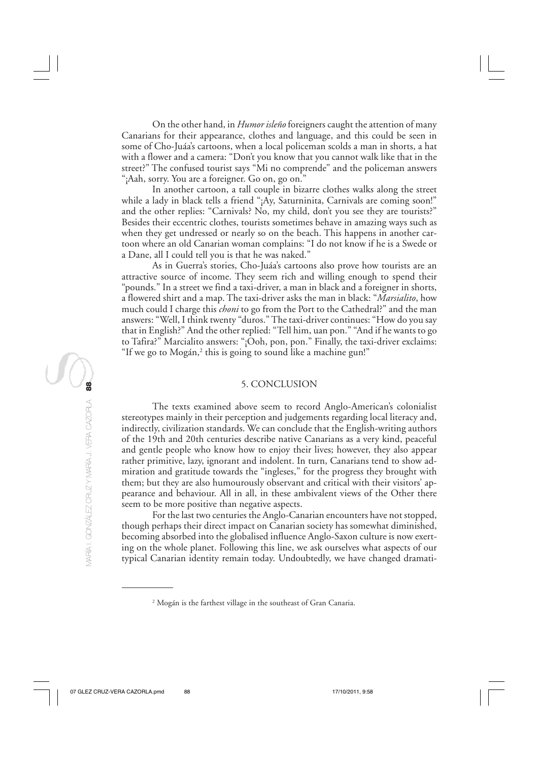On the other hand, in *Humor isleño* foreigners caught the attention of many Canarians for their appearance, clothes and language, and this could be seen in some of Cho-Juáa's cartoons, when a local policeman scolds a man in shorts, a hat with a flower and a camera: "Don't you know that you cannot walk like that in the street?" The confused tourist says "Mi no comprende" and the policeman answers "¡Aah, sorry. You are a foreigner. Go on, go on."

In another cartoon, a tall couple in bizarre clothes walks along the street while a lady in black tells a friend "¡Ay, Saturninita, Carnivals are coming soon!" and the other replies: "Carnivals? No, my child, don't you see they are tourists?" Besides their eccentric clothes, tourists sometimes behave in amazing ways such as when they get undressed or nearly so on the beach. This happens in another cartoon where an old Canarian woman complains: "I do not know if he is a Swede or a Dane, all I could tell you is that he was naked."

As in Guerra's stories, Cho-Juáa's cartoons also prove how tourists are an attractive source of income. They seem rich and willing enough to spend their "pounds." In a street we find a taxi-driver, a man in black and a foreigner in shorts, a flowered shirt and a map. The taxi-driver asks the man in black: "*Marsialito*, how much could I charge this *choni* to go from the Port to the Cathedral?" and the man answers: "Well, I think twenty "duros." The taxi-driver continues: "How do you say that in English?" And the other replied: "Tell him, uan pon." "And if he wants to go to Tafira?" Marcialito answers: "¡Ooh, pon, pon." Finally, the taxi-driver exclaims: "If we go to Mogán,[2] this is going to sound like a machine gun!"

## 5. CONCLUSION

The texts examined above seem to record Anglo-American's colonialist stereotypes mainly in their perception and judgements regarding local literacy and, indirectly, civilization standards. We can conclude that the English-writing authors of the 19th and 20th centuries describe native Canarians as a very kind, peaceful and gentle people who know how to enjoy their lives; however, they also appear rather primitive, lazy, ignorant and indolent. In turn, Canarians tend to show admiration and gratitude towards the "ingleses," for the progress they brought with them; but they are also humourously observant and critical with their visitors' appearance and behaviour. All in all, in these ambivalent views of the Other there seem to be more positive than negative aspects.

For the last two centuries the Anglo-Canarian encounters have not stopped, though perhaps their direct impact on Canarian society has somewhat diminished, becoming absorbed into the globalised influence Anglo-Saxon culture is now exerting on the whole planet. Following this line, we ask ourselves what aspects of our typical Canarian identity remain today. Undoubtedly, we have changed dramati-

[2] Mogán is the farthest village in the southeast of Gran Canaria.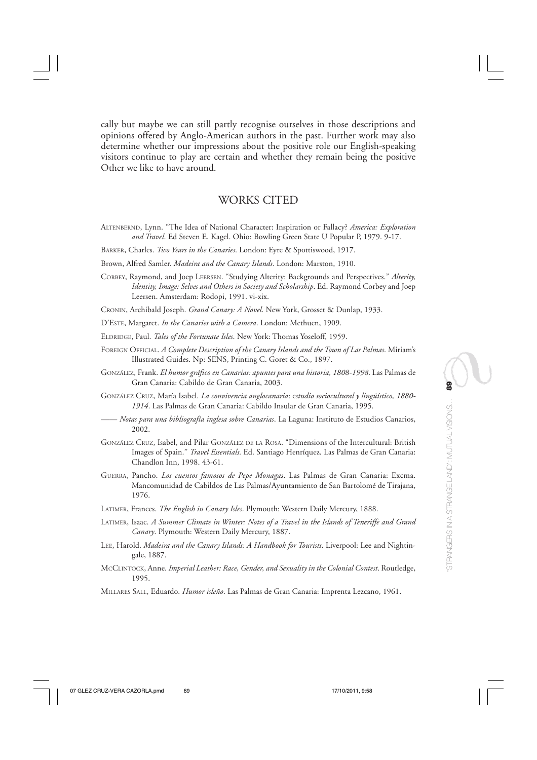cally but maybe we can still partly recognise ourselves in those descriptions and opinions offered by Anglo-American authors in the past. Further work may also determine whether our impressions about the positive role our English-speaking visitors continue to play are certain and whether they remain being the positive Other we like to have around.

## WORKS CITED

ALTENBERND, Lynn. "The Idea of National Character: Inspiration or Fallacy? *America: Exploration and Travel*. Ed Steven E. Kagel. Ohio: Bowling Green State U Popular P, 1979. 9-17.

BARKER, Charles. *Two Years in the Canaries*. London: Eyre & Spottiswood, 1917.

Brown, Alfred Samler. *Madeira and the Canary Islands*. London: Marston, 1910.

CORBEY, Raymond, and Joep LEERSEN. "Studying Alterity: Backgrounds and Perspectives." *Alterity, Identity, Image: Selves and Others in Society and Scholarship*. Ed. Raymond Corbey and Joep Leersen. Amsterdam: Rodopi, 1991. vi-xix.

CRONIN, Archibald Joseph. *Grand Canary: A Novel*. New York, Grosset & Dunlap, 1933.

D'ESTE, Margaret. *In the Canaries with a Camera*. London: Methuen, 1909.

ELDRIDGE, Paul. *Tales of the Fortunate Isles*. New York: Thomas Yoseloff, 1959.

FOREIGN OFFICIAL. *A Complete Description of the Canary Islands and the Town of Las Palmas*. Miriam's Illustrated Guides. Np: SENS, Printing C. Goret & Co., 1897.

GONZÁLEZ, Frank. *El humor gráfico en Canarias: apuntes para una historia, 1808-1998*. Las Palmas de Gran Canaria: Cabildo de Gran Canaria, 2003.

GONZÁLEZ CRUZ, María Isabel. *La convivencia anglocanaria*: e*studio sociocultural y lingüístico, 1880-1914*. Las Palmas de Gran Canaria: Cabildo Insular de Gran Canaria, 1995.

—— *Notas para una bibliografía inglesa sobre Canarias*. La Laguna: Instituto de Estudios Canarios, 2002.

GONZÁLEZ CRUZ, Isabel, and Pilar GONZÁLEZ DE LA ROSA. "Dimensions of the Intercultural: British Images of Spain." *Travel Essentials*. Ed. Santiago Henríquez. Las Palmas de Gran Canaria: Chandlon Inn, 1998. 43-61.

GUERRA, Pancho. *Los cuentos famosos de Pepe Monagas*. Las Palmas de Gran Canaria: Excma. Mancomunidad de Cabildos de Las Palmas/Ayuntamiento de San Bartolomé de Tirajana, 1976.

LATIMER, Frances. *The English in Canary Isles*. Plymouth: Western Daily Mercury, 1888.

LATIMER, Isaac. *A Summer Climate in Winter: Notes of a Travel in the Islands of Teneriffe and Grand Canary*. Plymouth: Western Daily Mercury, 1887.

LEE, Harold. *Madeira and the Canary Islands: A Handbook for Tourists*. Liverpool: Lee and Nightingale, 1887.

MCCLINTOCK, Anne. *Imperial Leather: Race, Gender, and Sexuality in the Colonial Contest*. Routledge, 1995.

MILLARES SALL, Eduardo. *Humor isleño*. Las Palmas de Gran Canaria: Imprenta Lezcano, 1961.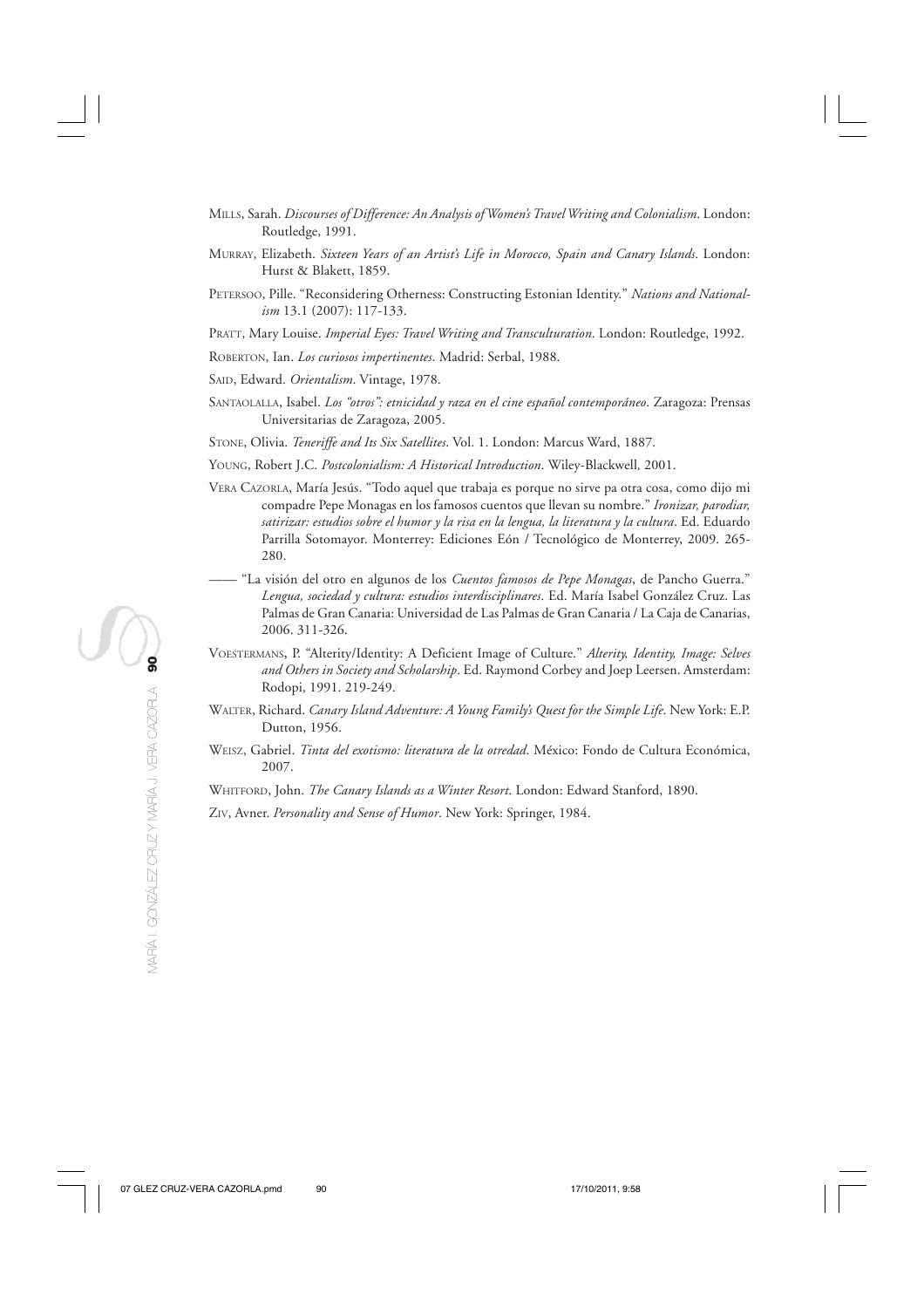MILLS, Sarah. *Discourses of Difference: An Analysis of Women's Travel Writing and Colonialism*. London: Routledge, 1991.

MURRAY, Elizabeth. *Sixteen Years of an Artist's Life in Morocco, Spain and Canary Islands*. London: Hurst & Blakett, 1859.

PETERSOO, Pille. "Reconsidering Otherness: Constructing Estonian Identity." *Nations and Nationalism* 13.1 (2007): 117-133.

PRATT, Mary Louise. *Imperial Eyes: Travel Writing and Transculturation*. London: Routledge, 1992.

ROBERTON, Ian. *Los curiosos impertinentes*. Madrid: Serbal, 1988.

SAID, Edward. *Orientalism*. Vintage, 1978.

SANTAOLALLA, Isabel. *Los "otros": etnicidad y raza en el cine español contemporáneo*. Zaragoza: Prensas Universitarias de Zaragoza, 2005.

STONE, Olivia. *Teneriffe and Its Six Satellites*. Vol. 1. London: Marcus Ward, 1887.

YOUNG, Robert J.C. *Postcolonialism: A Historical Introduction*. Wiley-Blackwell, 2001.

VERA CAZORLA, María Jesús. "Todo aquel que trabaja es porque no sirve pa otra cosa, como dijo mi compadre Pepe Monagas en los famosos cuentos que llevan su nombre." *Ironizar, parodiar, satirizar: estudios sobre el humor y la risa en la lengua, la literatura y la cultura*. Ed. Eduardo Parrilla Sotomayor. Monterrey: Ediciones Eón / Tecnológico de Monterrey, 2009. 265-280.

—— "La visión del otro en algunos de los *Cuentos famosos de Pepe Monagas*, de Pancho Guerra." *Lengua, sociedad y cultura: estudios interdisciplinares*. Ed. María Isabel González Cruz. Las Palmas de Gran Canaria: Universidad de Las Palmas de Gran Canaria / La Caja de Canarias, 2006. 311-326.

VOESTERMANS, P. "Alterity/Identity: A Deficient Image of Culture." *Alterity, Identity, Image: Selves and Others in Society and Scholarship*. Ed. Raymond Corbey and Joep Leersen. Amsterdam: Rodopi, 1991. 219-249.

WALTER, Richard. *Canary Island Adventure: A Young Family's Quest for the Simple Life*. New York: E.P. Dutton, 1956.

WEISZ, Gabriel. *Tinta del exotismo: literatura de la otredad*. México: Fondo de Cultura Económica, 2007.

WHITFORD, John. *The Canary Islands as a Winter Resort*. London: Edward Stanford, 1890.

ZIV, Avner. *Personality and Sense of Humor*. New York: Springer, 1984.